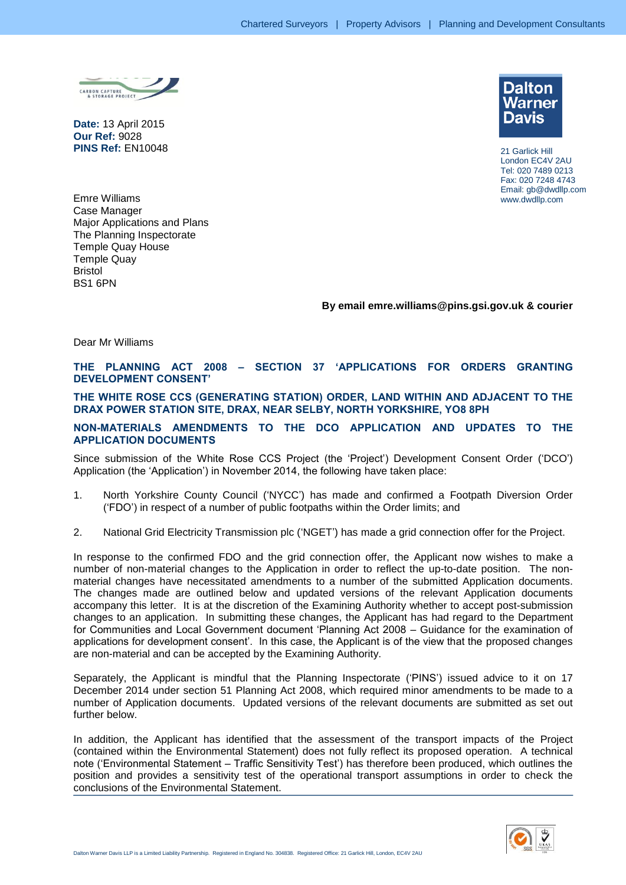**Date:** 13 April 2015
**Our Ref:** 9028
**PINS Ref:** EN10048

21 Garlick Hill
London EC4V 2AU
Tel: 020 7489 0213
Fax: 020 7248 4743
Email: gb@dwdllp.com
www.dwdllp.com

Emre Williams
Case Manager
Major Applications and Plans
The Planning Inspectorate
Temple Quay House
Temple Quay
Bristol
BS1 6PN

**By email emre.williams@pins.gsi.gov.uk & courier**

Dear Mr Williams

**THE PLANNING ACT 2008 – SECTION 37 'APPLICATIONS FOR ORDERS GRANTING DEVELOPMENT CONSENT'**

**THE WHITE ROSE CCS (GENERATING STATION) ORDER, LAND WITHIN AND ADJACENT TO THE DRAX POWER STATION SITE, DRAX, NEAR SELBY, NORTH YORKSHIRE, YO8 8PH**

**NON-MATERIALS AMENDMENTS TO THE DCO APPLICATION AND UPDATES TO THE APPLICATION DOCUMENTS**

Since submission of the White Rose CCS Project (the 'Project') Development Consent Order ('DCO') Application (the 'Application') in November 2014, the following have taken place:

1. North Yorkshire County Council ('NYCC') has made and confirmed a Footpath Diversion Order ('FDO') in respect of a number of public footpaths within the Order limits; and

2. National Grid Electricity Transmission plc ('NGET') has made a grid connection offer for the Project.

In response to the confirmed FDO and the grid connection offer, the Applicant now wishes to make a number of non-material changes to the Application in order to reflect the up-to-date position. The non-material changes have necessitated amendments to a number of the submitted Application documents. The changes made are outlined below and updated versions of the relevant Application documents accompany this letter. It is at the discretion of the Examining Authority whether to accept post-submission changes to an application. In submitting these changes, the Applicant has had regard to the Department for Communities and Local Government document 'Planning Act 2008 – Guidance for the examination of applications for development consent'. In this case, the Applicant is of the view that the proposed changes are non-material and can be accepted by the Examining Authority.

Separately, the Applicant is mindful that the Planning Inspectorate ('PINS') issued advice to it on 17 December 2014 under section 51 Planning Act 2008, which required minor amendments to be made to a number of Application documents. Updated versions of the relevant documents are submitted as set out further below.

In addition, the Applicant has identified that the assessment of the transport impacts of the Project (contained within the Environmental Statement) does not fully reflect its proposed operation. A technical note ('Environmental Statement – Traffic Sensitivity Test') has therefore been produced, which outlines the position and provides a sensitivity test of the operational transport assumptions in order to check the conclusions of the Environmental Statement.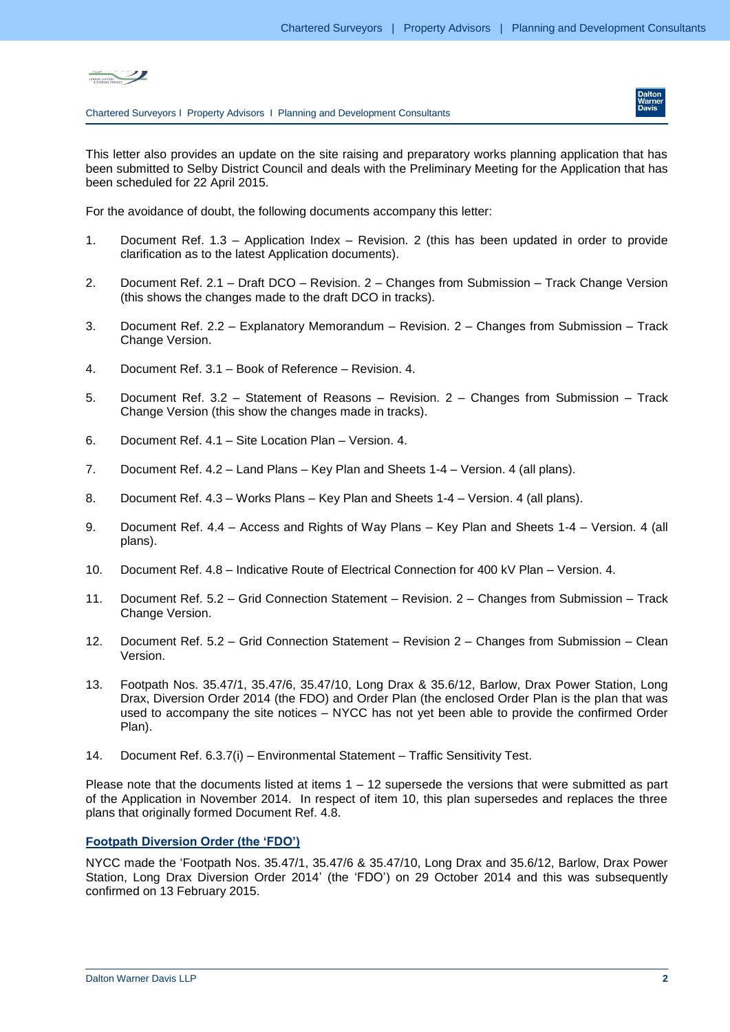This letter also provides an update on the site raising and preparatory works planning application that has been submitted to Selby District Council and deals with the Preliminary Meeting for the Application that has been scheduled for 22 April 2015.

For the avoidance of doubt, the following documents accompany this letter:

1. Document Ref. 1.3 – Application Index – Revision. 2 (this has been updated in order to provide clarification as to the latest Application documents).

2. Document Ref. 2.1 – Draft DCO – Revision. 2 – Changes from Submission – Track Change Version (this shows the changes made to the draft DCO in tracks).

3. Document Ref. 2.2 – Explanatory Memorandum – Revision. 2 – Changes from Submission – Track Change Version.

4. Document Ref. 3.1 – Book of Reference – Revision. 4.

5. Document Ref. 3.2 – Statement of Reasons – Revision. 2 – Changes from Submission – Track Change Version (this show the changes made in tracks).

6. Document Ref. 4.1 – Site Location Plan – Version. 4.

7. Document Ref. 4.2 – Land Plans – Key Plan and Sheets 1-4 – Version. 4 (all plans).

8. Document Ref. 4.3 – Works Plans – Key Plan and Sheets 1-4 – Version. 4 (all plans).

9. Document Ref. 4.4 – Access and Rights of Way Plans – Key Plan and Sheets 1-4 – Version. 4 (all plans).

10. Document Ref. 4.8 – Indicative Route of Electrical Connection for 400 kV Plan – Version. 4.

11. Document Ref. 5.2 – Grid Connection Statement – Revision. 2 – Changes from Submission – Track Change Version.

12. Document Ref. 5.2 – Grid Connection Statement – Revision 2 – Changes from Submission – Clean Version.

13. Footpath Nos. 35.47/1, 35.47/6, 35.47/10, Long Drax & 35.6/12, Barlow, Drax Power Station, Long Drax, Diversion Order 2014 (the FDO) and Order Plan (the enclosed Order Plan is the plan that was used to accompany the site notices – NYCC has not yet been able to provide the confirmed Order Plan).

14. Document Ref. 6.3.7(i) – Environmental Statement – Traffic Sensitivity Test.

Please note that the documents listed at items 1 – 12 supersede the versions that were submitted as part of the Application in November 2014. In respect of item 10, this plan supersedes and replaces the three plans that originally formed Document Ref. 4.8.

**Footpath Diversion Order (the 'FDO')**

NYCC made the 'Footpath Nos. 35.47/1, 35.47/6 & 35.47/10, Long Drax and 35.6/12, Barlow, Drax Power Station, Long Drax Diversion Order 2014' (the 'FDO') on 29 October 2014 and this was subsequently confirmed on 13 February 2015.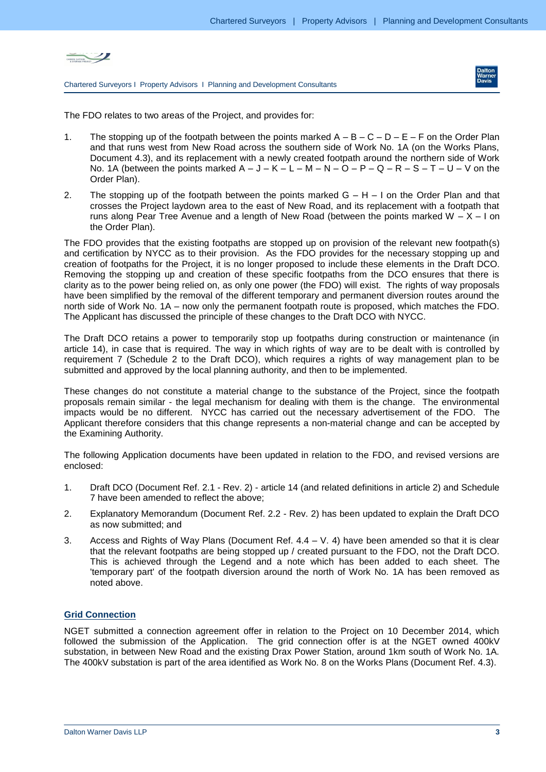The FDO relates to two areas of the Project, and provides for:

1. The stopping up of the footpath between the points marked A – B – C – D – E – F on the Order Plan and that runs west from New Road across the southern side of Work No. 1A (on the Works Plans, Document 4.3), and its replacement with a newly created footpath around the northern side of Work No. 1A (between the points marked A – J – K – L – M – N – O – P – Q – R – S – T – U – V on the Order Plan).

2. The stopping up of the footpath between the points marked G – H – I on the Order Plan and that crosses the Project laydown area to the east of New Road, and its replacement with a footpath that runs along Pear Tree Avenue and a length of New Road (between the points marked W – X – I on the Order Plan).

The FDO provides that the existing footpaths are stopped up on provision of the relevant new footpath(s) and certification by NYCC as to their provision. As the FDO provides for the necessary stopping up and creation of footpaths for the Project, it is no longer proposed to include these elements in the Draft DCO. Removing the stopping up and creation of these specific footpaths from the DCO ensures that there is clarity as to the power being relied on, as only one power (the FDO) will exist. The rights of way proposals have been simplified by the removal of the different temporary and permanent diversion routes around the north side of Work No. 1A – now only the permanent footpath route is proposed, which matches the FDO. The Applicant has discussed the principle of these changes to the Draft DCO with NYCC.

The Draft DCO retains a power to temporarily stop up footpaths during construction or maintenance (in article 14), in case that is required. The way in which rights of way are to be dealt with is controlled by requirement 7 (Schedule 2 to the Draft DCO), which requires a rights of way management plan to be submitted and approved by the local planning authority, and then to be implemented.

These changes do not constitute a material change to the substance of the Project, since the footpath proposals remain similar - the legal mechanism for dealing with them is the change. The environmental impacts would be no different. NYCC has carried out the necessary advertisement of the FDO. The Applicant therefore considers that this change represents a non-material change and can be accepted by the Examining Authority.

The following Application documents have been updated in relation to the FDO, and revised versions are enclosed:

1. Draft DCO (Document Ref. 2.1 - Rev. 2) - article 14 (and related definitions in article 2) and Schedule 7 have been amended to reflect the above;

2. Explanatory Memorandum (Document Ref. 2.2 - Rev. 2) has been updated to explain the Draft DCO as now submitted; and

3. Access and Rights of Way Plans (Document Ref. 4.4 – V. 4) have been amended so that it is clear that the relevant footpaths are being stopped up / created pursuant to the FDO, not the Draft DCO. This is achieved through the Legend and a note which has been added to each sheet. The 'temporary part' of the footpath diversion around the north of Work No. 1A has been removed as noted above.

## Grid Connection

NGET submitted a connection agreement offer in relation to the Project on 10 December 2014, which followed the submission of the Application. The grid connection offer is at the NGET owned 400kV substation, in between New Road and the existing Drax Power Station, around 1km south of Work No. 1A. The 400kV substation is part of the area identified as Work No. 8 on the Works Plans (Document Ref. 4.3).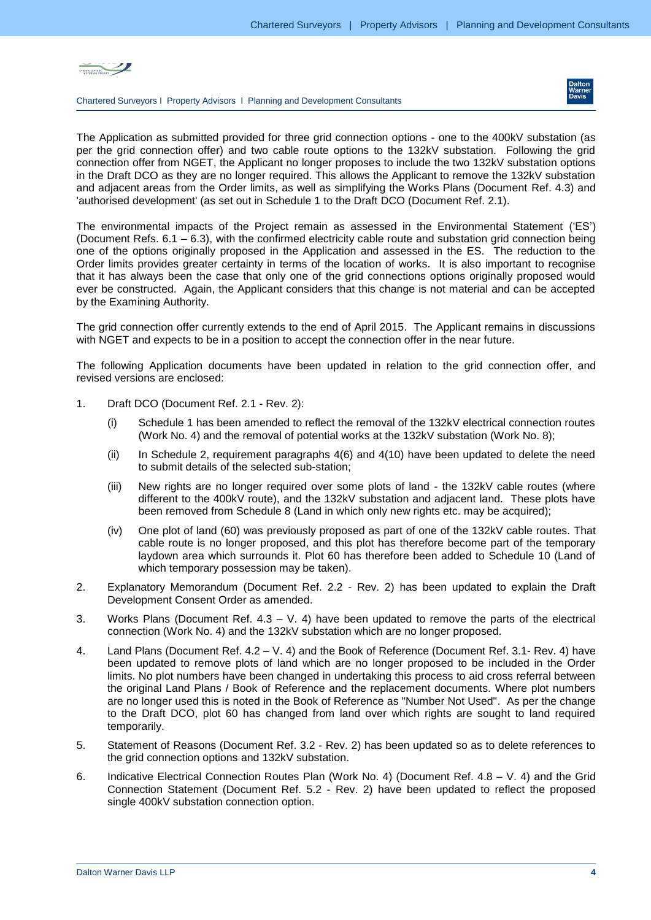The Application as submitted provided for three grid connection options - one to the 400kV substation (as per the grid connection offer) and two cable route options to the 132kV substation. Following the grid connection offer from NGET, the Applicant no longer proposes to include the two 132kV substation options in the Draft DCO as they are no longer required. This allows the Applicant to remove the 132kV substation and adjacent areas from the Order limits, as well as simplifying the Works Plans (Document Ref. 4.3) and 'authorised development' (as set out in Schedule 1 to the Draft DCO (Document Ref. 2.1).

The environmental impacts of the Project remain as assessed in the Environmental Statement ('ES') (Document Refs. 6.1 – 6.3), with the confirmed electricity cable route and substation grid connection being one of the options originally proposed in the Application and assessed in the ES. The reduction to the Order limits provides greater certainty in terms of the location of works. It is also important to recognise that it has always been the case that only one of the grid connections options originally proposed would ever be constructed. Again, the Applicant considers that this change is not material and can be accepted by the Examining Authority.

The grid connection offer currently extends to the end of April 2015. The Applicant remains in discussions with NGET and expects to be in a position to accept the connection offer in the near future.

The following Application documents have been updated in relation to the grid connection offer, and revised versions are enclosed:

1. Draft DCO (Document Ref. 2.1 - Rev. 2):
   (i) Schedule 1 has been amended to reflect the removal of the 132kV electrical connection routes (Work No. 4) and the removal of potential works at the 132kV substation (Work No. 8);
   (ii) In Schedule 2, requirement paragraphs 4(6) and 4(10) have been updated to delete the need to submit details of the selected sub-station;
   (iii) New rights are no longer required over some plots of land - the 132kV cable routes (where different to the 400kV route), and the 132kV substation and adjacent land. These plots have been removed from Schedule 8 (Land in which only new rights etc. may be acquired);
   (iv) One plot of land (60) was previously proposed as part of one of the 132kV cable routes. That cable route is no longer proposed, and this plot has therefore become part of the temporary laydown area which surrounds it. Plot 60 has therefore been added to Schedule 10 (Land of which temporary possession may be taken).
2. Explanatory Memorandum (Document Ref. 2.2 - Rev. 2) has been updated to explain the Draft Development Consent Order as amended.
3. Works Plans (Document Ref. 4.3 – V. 4) have been updated to remove the parts of the electrical connection (Work No. 4) and the 132kV substation which are no longer proposed.
4. Land Plans (Document Ref. 4.2 – V. 4) and the Book of Reference (Document Ref. 3.1- Rev. 4) have been updated to remove plots of land which are no longer proposed to be included in the Order limits. No plot numbers have been changed in undertaking this process to aid cross referral between the original Land Plans / Book of Reference and the replacement documents. Where plot numbers are no longer used this is noted in the Book of Reference as "Number Not Used". As per the change to the Draft DCO, plot 60 has changed from land over which rights are sought to land required temporarily.
5. Statement of Reasons (Document Ref. 3.2 - Rev. 2) has been updated so as to delete references to the grid connection options and 132kV substation.
6. Indicative Electrical Connection Routes Plan (Work No. 4) (Document Ref. 4.8 – V. 4) and the Grid Connection Statement (Document Ref. 5.2 - Rev. 2) have been updated to reflect the proposed single 400kV substation connection option.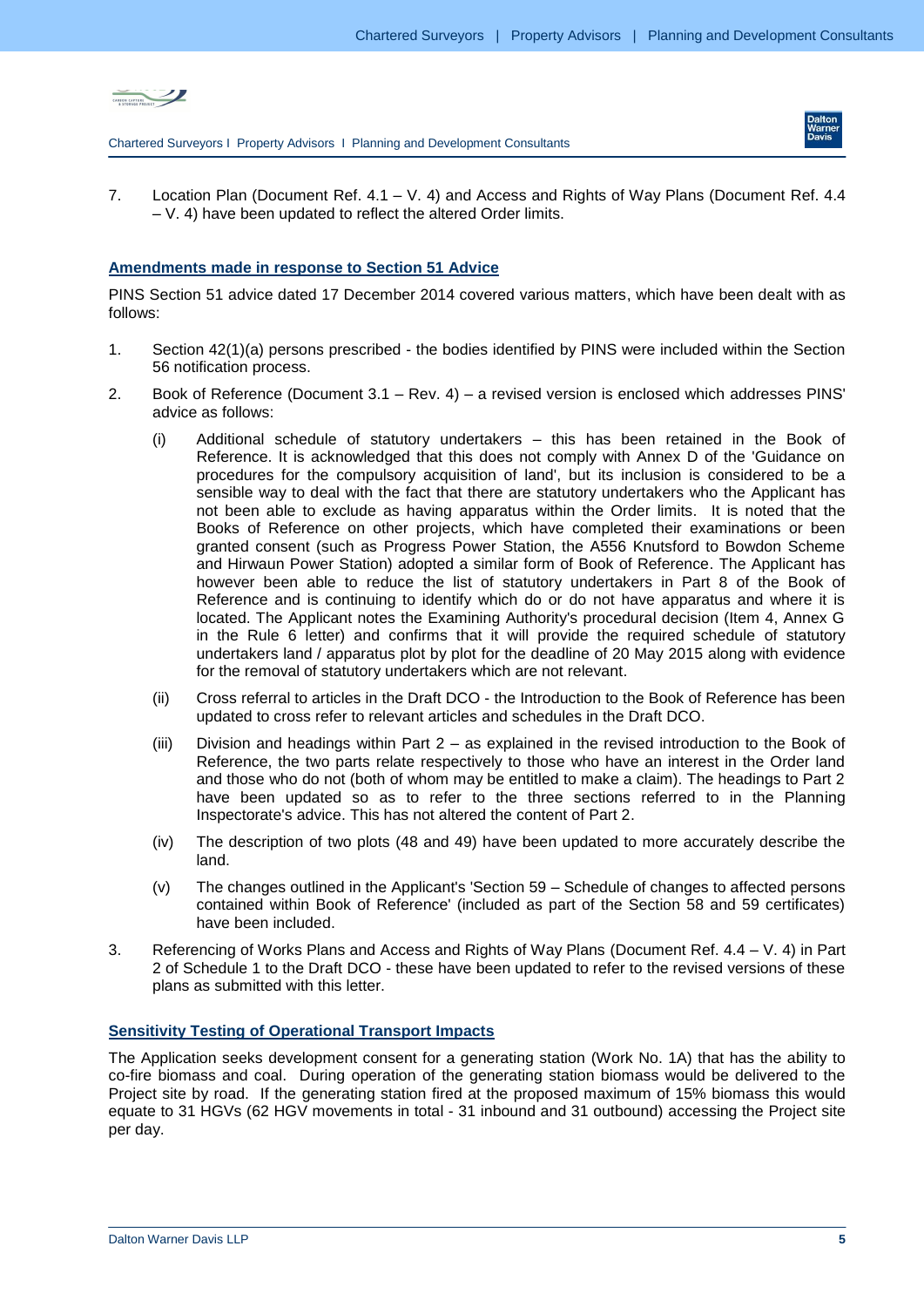7. Location Plan (Document Ref. 4.1 – V. 4) and Access and Rights of Way Plans (Document Ref. 4.4 – V. 4) have been updated to reflect the altered Order limits.

## Amendments made in response to Section 51 Advice

PINS Section 51 advice dated 17 December 2014 covered various matters, which have been dealt with as follows:

1. Section 42(1)(a) persons prescribed - the bodies identified by PINS were included within the Section 56 notification process.
2. Book of Reference (Document 3.1 – Rev. 4) – a revised version is enclosed which addresses PINS' advice as follows:
   - (i) Additional schedule of statutory undertakers – this has been retained in the Book of Reference. It is acknowledged that this does not comply with Annex D of the 'Guidance on procedures for the compulsory acquisition of land', but its inclusion is considered to be a sensible way to deal with the fact that there are statutory undertakers who the Applicant has not been able to exclude as having apparatus within the Order limits. It is noted that the Books of Reference on other projects, which have completed their examinations or been granted consent (such as Progress Power Station, the A556 Knutsford to Bowdon Scheme and Hirwaun Power Station) adopted a similar form of Book of Reference. The Applicant has however been able to reduce the list of statutory undertakers in Part 8 of the Book of Reference and is continuing to identify which do or do not have apparatus and where it is located. The Applicant notes the Examining Authority's procedural decision (Item 4, Annex G in the Rule 6 letter) and confirms that it will provide the required schedule of statutory undertakers land / apparatus plot by plot for the deadline of 20 May 2015 along with evidence for the removal of statutory undertakers which are not relevant.
   - (ii) Cross referral to articles in the Draft DCO - the Introduction to the Book of Reference has been updated to cross refer to relevant articles and schedules in the Draft DCO.
   - (iii) Division and headings within Part 2 – as explained in the revised introduction to the Book of Reference, the two parts relate respectively to those who have an interest in the Order land and those who do not (both of whom may be entitled to make a claim). The headings to Part 2 have been updated so as to refer to the three sections referred to in the Planning Inspectorate's advice. This has not altered the content of Part 2.
   - (iv) The description of two plots (48 and 49) have been updated to more accurately describe the land.
   - (v) The changes outlined in the Applicant's 'Section 59 – Schedule of changes to affected persons contained within Book of Reference' (included as part of the Section 58 and 59 certificates) have been included.
3. Referencing of Works Plans and Access and Rights of Way Plans (Document Ref. 4.4 – V. 4) in Part 2 of Schedule 1 to the Draft DCO - these have been updated to refer to the revised versions of these plans as submitted with this letter.

## Sensitivity Testing of Operational Transport Impacts

The Application seeks development consent for a generating station (Work No. 1A) that has the ability to co-fire biomass and coal. During operation of the generating station biomass would be delivered to the Project site by road. If the generating station fired at the proposed maximum of 15% biomass this would equate to 31 HGVs (62 HGV movements in total - 31 inbound and 31 outbound) accessing the Project site per day.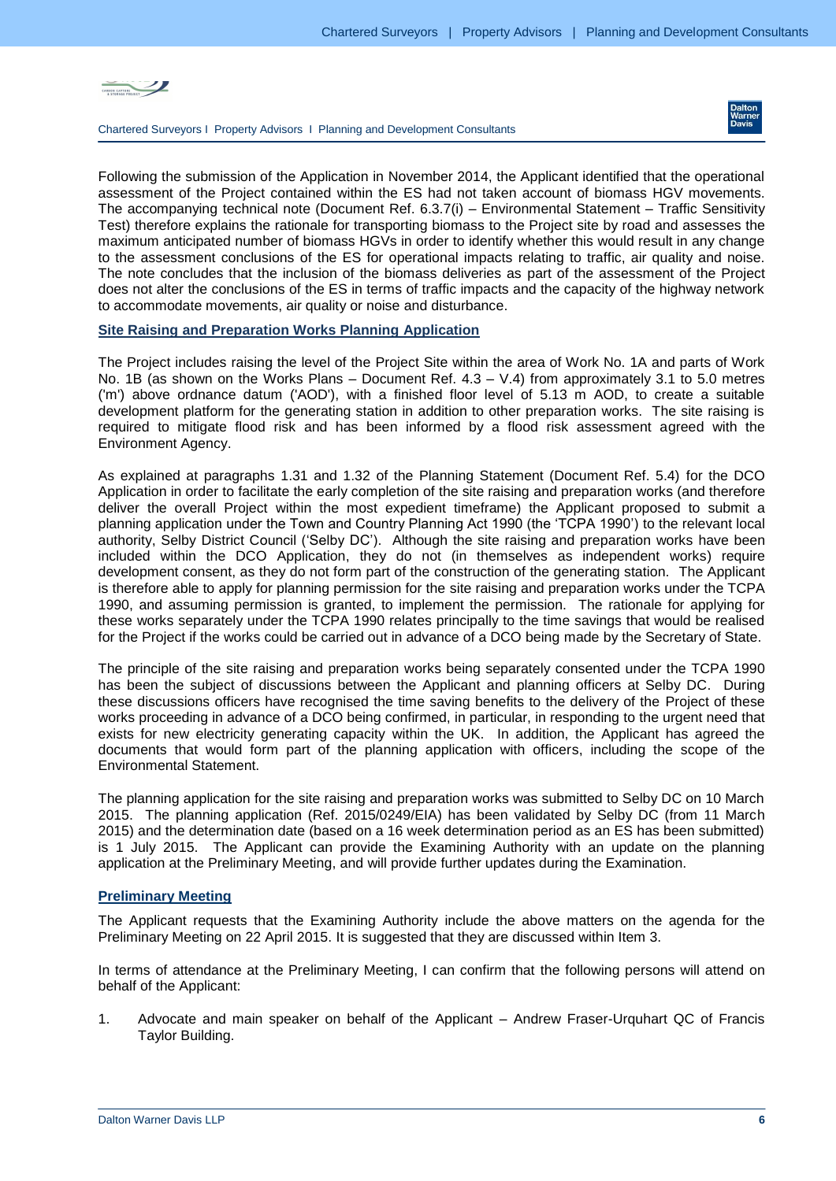Following the submission of the Application in November 2014, the Applicant identified that the operational assessment of the Project contained within the ES had not taken account of biomass HGV movements. The accompanying technical note (Document Ref. 6.3.7(i) – Environmental Statement – Traffic Sensitivity Test) therefore explains the rationale for transporting biomass to the Project site by road and assesses the maximum anticipated number of biomass HGVs in order to identify whether this would result in any change to the assessment conclusions of the ES for operational impacts relating to traffic, air quality and noise. The note concludes that the inclusion of the biomass deliveries as part of the assessment of the Project does not alter the conclusions of the ES in terms of traffic impacts and the capacity of the highway network to accommodate movements, air quality or noise and disturbance.

**Site Raising and Preparation Works Planning Application**

The Project includes raising the level of the Project Site within the area of Work No. 1A and parts of Work No. 1B (as shown on the Works Plans – Document Ref. 4.3 – V.4) from approximately 3.1 to 5.0 metres ('m') above ordnance datum ('AOD'), with a finished floor level of 5.13 m AOD, to create a suitable development platform for the generating station in addition to other preparation works. The site raising is required to mitigate flood risk and has been informed by a flood risk assessment agreed with the Environment Agency.

As explained at paragraphs 1.31 and 1.32 of the Planning Statement (Document Ref. 5.4) for the DCO Application in order to facilitate the early completion of the site raising and preparation works (and therefore deliver the overall Project within the most expedient timeframe) the Applicant proposed to submit a planning application under the Town and Country Planning Act 1990 (the 'TCPA 1990') to the relevant local authority, Selby District Council ('Selby DC'). Although the site raising and preparation works have been included within the DCO Application, they do not (in themselves as independent works) require development consent, as they do not form part of the construction of the generating station. The Applicant is therefore able to apply for planning permission for the site raising and preparation works under the TCPA 1990, and assuming permission is granted, to implement the permission. The rationale for applying for these works separately under the TCPA 1990 relates principally to the time savings that would be realised for the Project if the works could be carried out in advance of a DCO being made by the Secretary of State.

The principle of the site raising and preparation works being separately consented under the TCPA 1990 has been the subject of discussions between the Applicant and planning officers at Selby DC. During these discussions officers have recognised the time saving benefits to the delivery of the Project of these works proceeding in advance of a DCO being confirmed, in particular, in responding to the urgent need that exists for new electricity generating capacity within the UK. In addition, the Applicant has agreed the documents that would form part of the planning application with officers, including the scope of the Environmental Statement.

The planning application for the site raising and preparation works was submitted to Selby DC on 10 March 2015. The planning application (Ref. 2015/0249/EIA) has been validated by Selby DC (from 11 March 2015) and the determination date (based on a 16 week determination period as an ES has been submitted) is 1 July 2015. The Applicant can provide the Examining Authority with an update on the planning application at the Preliminary Meeting, and will provide further updates during the Examination.

**Preliminary Meeting**

The Applicant requests that the Examining Authority include the above matters on the agenda for the Preliminary Meeting on 22 April 2015. It is suggested that they are discussed within Item 3.

In terms of attendance at the Preliminary Meeting, I can confirm that the following persons will attend on behalf of the Applicant:

1. Advocate and main speaker on behalf of the Applicant – Andrew Fraser-Urquhart QC of Francis Taylor Building.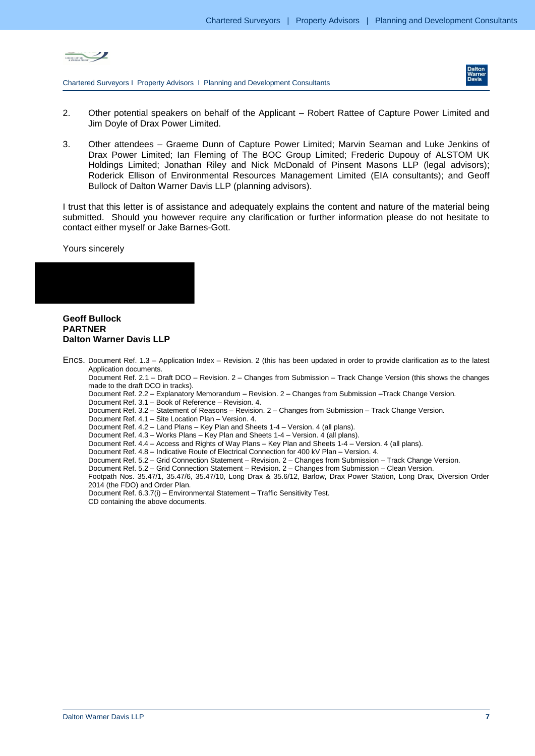2. Other potential speakers on behalf of the Applicant – Robert Rattee of Capture Power Limited and Jim Doyle of Drax Power Limited.

3. Other attendees – Graeme Dunn of Capture Power Limited; Marvin Seaman and Luke Jenkins of Drax Power Limited; Ian Fleming of The BOC Group Limited; Frederic Dupouy of ALSTOM UK Holdings Limited; Jonathan Riley and Nick McDonald of Pinsent Masons LLP (legal advisors); Roderick Ellison of Environmental Resources Management Limited (EIA consultants); and Geoff Bullock of Dalton Warner Davis LLP (planning advisors).

I trust that this letter is of assistance and adequately explains the content and nature of the material being submitted. Should you however require any clarification or further information please do not hesitate to contact either myself or Jake Barnes-Gott.

Yours sincerely

**Geoff Bullock**
**PARTNER**
**Dalton Warner Davis LLP**

Encs. Document Ref. 1.3 – Application Index – Revision. 2 (this has been updated in order to provide clarification as to the latest Application documents.
Document Ref. 2.1 – Draft DCO – Revision. 2 – Changes from Submission – Track Change Version (this shows the changes made to the draft DCO in tracks).
Document Ref. 2.2 – Explanatory Memorandum – Revision. 2 – Changes from Submission –Track Change Version.
Document Ref. 3.1 – Book of Reference – Revision. 4.
Document Ref. 3.2 – Statement of Reasons – Revision. 2 – Changes from Submission – Track Change Version.
Document Ref. 4.1 – Site Location Plan – Version. 4.
Document Ref. 4.2 – Land Plans – Key Plan and Sheets 1-4 – Version. 4 (all plans).
Document Ref. 4.3 – Works Plans – Key Plan and Sheets 1-4 – Version. 4 (all plans).
Document Ref. 4.4 – Access and Rights of Way Plans – Key Plan and Sheets 1-4 – Version. 4 (all plans).
Document Ref. 4.8 – Indicative Route of Electrical Connection for 400 kV Plan – Version. 4.
Document Ref. 5.2 – Grid Connection Statement – Revision. 2 – Changes from Submission – Track Change Version.
Document Ref. 5.2 – Grid Connection Statement – Revision. 2 – Changes from Submission – Clean Version.
Footpath Nos. 35.47/1, 35.47/6, 35.47/10, Long Drax & 35.6/12, Barlow, Drax Power Station, Long Drax, Diversion Order 2014 (the FDO) and Order Plan.
Document Ref. 6.3.7(i) – Environmental Statement – Traffic Sensitivity Test.
CD containing the above documents.